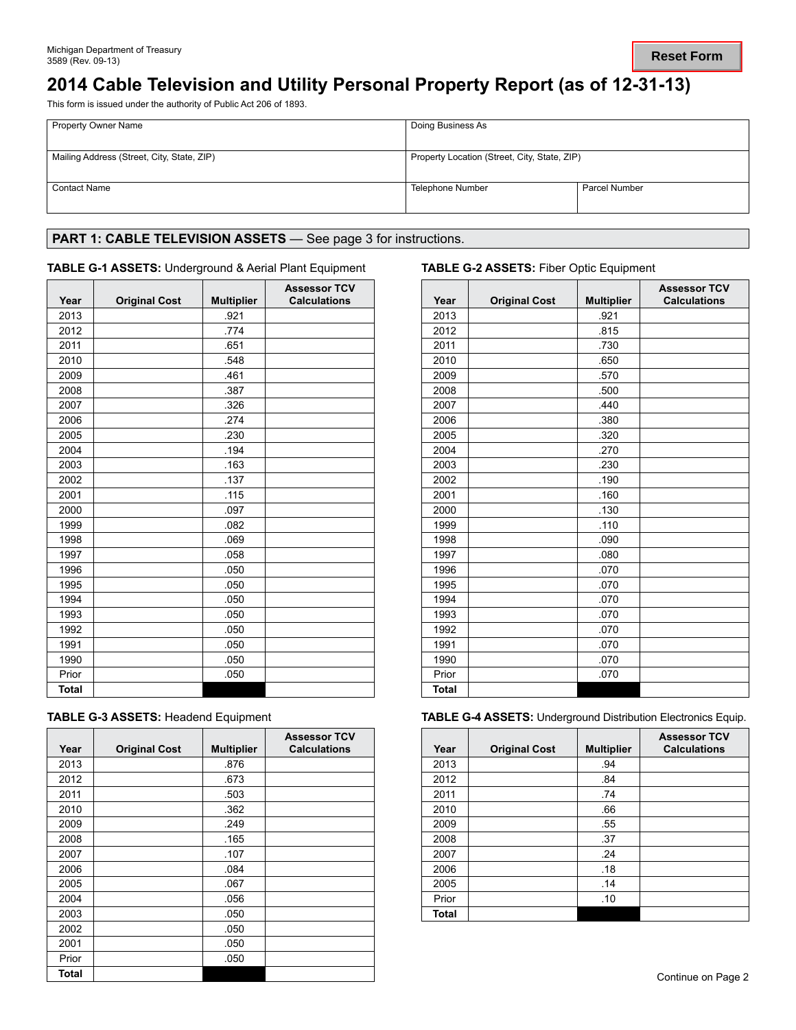Michigan Department of Treasury
3589 (Rev. 09-13)

Reset Form

# 2014 Cable Television and Utility Personal Property Report (as of 12-31-13)

This form is issued under the authority of Public Act 206 of 1893.

| Property Owner Name | Doing Business As | |
|---|---|---|
| Mailing Address (Street, City, State, ZIP) | Property Location (Street, City, State, ZIP) | |
| Contact Name | Telephone Number | Parcel Number |

## PART 1: CABLE TELEVISION ASSETS — See page 3 for instructions.

**TABLE G-1 ASSETS:** Underground & Aerial Plant Equipment

| Year | Original Cost | Multiplier | Assessor TCV Calculations |
|---|---|---|---|
| 2013 | | .921 | |
| 2012 | | .774 | |
| 2011 | | .651 | |
| 2010 | | .548 | |
| 2009 | | .461 | |
| 2008 | | .387 | |
| 2007 | | .326 | |
| 2006 | | .274 | |
| 2005 | | .230 | |
| 2004 | | .194 | |
| 2003 | | .163 | |
| 2002 | | .137 | |
| 2001 | | .115 | |
| 2000 | | .097 | |
| 1999 | | .082 | |
| 1998 | | .069 | |
| 1997 | | .058 | |
| 1996 | | .050 | |
| 1995 | | .050 | |
| 1994 | | .050 | |
| 1993 | | .050 | |
| 1992 | | .050 | |
| 1991 | | .050 | |
| 1990 | | .050 | |
| Prior | | .050 | |
| **Total** | | | |

**TABLE G-2 ASSETS:** Fiber Optic Equipment

| Year | Original Cost | Multiplier | Assessor TCV Calculations |
|---|---|---|---|
| 2013 | | .921 | |
| 2012 | | .815 | |
| 2011 | | .730 | |
| 2010 | | .650 | |
| 2009 | | .570 | |
| 2008 | | .500 | |
| 2007 | | .440 | |
| 2006 | | .380 | |
| 2005 | | .320 | |
| 2004 | | .270 | |
| 2003 | | .230 | |
| 2002 | | .190 | |
| 2001 | | .160 | |
| 2000 | | .130 | |
| 1999 | | .110 | |
| 1998 | | .090 | |
| 1997 | | .080 | |
| 1996 | | .070 | |
| 1995 | | .070 | |
| 1994 | | .070 | |
| 1993 | | .070 | |
| 1992 | | .070 | |
| 1991 | | .070 | |
| 1990 | | .070 | |
| Prior | | .070 | |
| **Total** | | | |

**TABLE G-3 ASSETS:** Headend Equipment

| Year | Original Cost | Multiplier | Assessor TCV Calculations |
|---|---|---|---|
| 2013 | | .876 | |
| 2012 | | .673 | |
| 2011 | | .503 | |
| 2010 | | .362 | |
| 2009 | | .249 | |
| 2008 | | .165 | |
| 2007 | | .107 | |
| 2006 | | .084 | |
| 2005 | | .067 | |
| 2004 | | .056 | |
| 2003 | | .050 | |
| 2002 | | .050 | |
| 2001 | | .050 | |
| Prior | | .050 | |
| **Total** | | | |

**TABLE G-4 ASSETS:** Underground Distribution Electronics Equip.

| Year | Original Cost | Multiplier | Assessor TCV Calculations |
|---|---|---|---|
| 2013 | | .94 | |
| 2012 | | .84 | |
| 2011 | | .74 | |
| 2010 | | .66 | |
| 2009 | | .55 | |
| 2008 | | .37 | |
| 2007 | | .24 | |
| 2006 | | .18 | |
| 2005 | | .14 | |
| Prior | | .10 | |
| **Total** | | | |

Continue on Page 2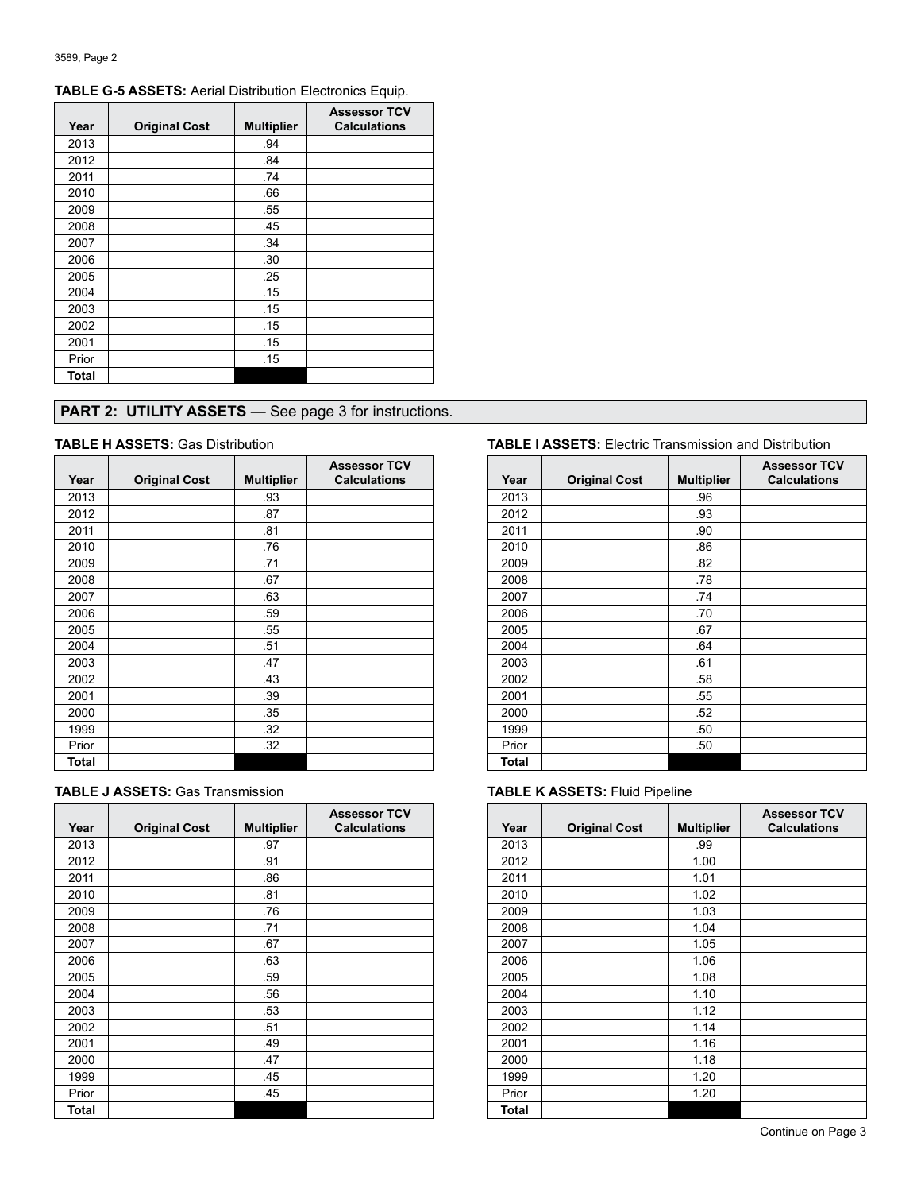**TABLE G-5 ASSETS:** Aerial Distribution Electronics Equip.

| Year | Original Cost | Multiplier | Assessor TCV Calculations |
|---|---|---|---|
| 2013 | | .94 | |
| 2012 | | .84 | |
| 2011 | | .74 | |
| 2010 | | .66 | |
| 2009 | | .55 | |
| 2008 | | .45 | |
| 2007 | | .34 | |
| 2006 | | .30 | |
| 2005 | | .25 | |
| 2004 | | .15 | |
| 2003 | | .15 | |
| 2002 | | .15 | |
| 2001 | | .15 | |
| Prior | | .15 | |
| Total | | | |

## PART 2: UTILITY ASSETS — See page 3 for instructions.

**TABLE H ASSETS:** Gas Distribution

| Year | Original Cost | Multiplier | Assessor TCV Calculations |
|---|---|---|---|
| 2013 | | .93 | |
| 2012 | | .87 | |
| 2011 | | .81 | |
| 2010 | | .76 | |
| 2009 | | .71 | |
| 2008 | | .67 | |
| 2007 | | .63 | |
| 2006 | | .59 | |
| 2005 | | .55 | |
| 2004 | | .51 | |
| 2003 | | .47 | |
| 2002 | | .43 | |
| 2001 | | .39 | |
| 2000 | | .35 | |
| 1999 | | .32 | |
| Prior | | .32 | |
| Total | | | |

**TABLE I ASSETS:** Electric Transmission and Distribution

| Year | Original Cost | Multiplier | Assessor TCV Calculations |
|---|---|---|---|
| 2013 | | .96 | |
| 2012 | | .93 | |
| 2011 | | .90 | |
| 2010 | | .86 | |
| 2009 | | .82 | |
| 2008 | | .78 | |
| 2007 | | .74 | |
| 2006 | | .70 | |
| 2005 | | .67 | |
| 2004 | | .64 | |
| 2003 | | .61 | |
| 2002 | | .58 | |
| 2001 | | .55 | |
| 2000 | | .52 | |
| 1999 | | .50 | |
| Prior | | .50 | |
| Total | | | |

**TABLE J ASSETS:** Gas Transmission

| Year | Original Cost | Multiplier | Assessor TCV Calculations |
|---|---|---|---|
| 2013 | | .97 | |
| 2012 | | .91 | |
| 2011 | | .86 | |
| 2010 | | .81 | |
| 2009 | | .76 | |
| 2008 | | .71 | |
| 2007 | | .67 | |
| 2006 | | .63 | |
| 2005 | | .59 | |
| 2004 | | .56 | |
| 2003 | | .53 | |
| 2002 | | .51 | |
| 2001 | | .49 | |
| 2000 | | .47 | |
| 1999 | | .45 | |
| Prior | | .45 | |
| Total | | | |

**TABLE K ASSETS:** Fluid Pipeline

| Year | Original Cost | Multiplier | Assessor TCV Calculations |
|---|---|---|---|
| 2013 | | .99 | |
| 2012 | | 1.00 | |
| 2011 | | 1.01 | |
| 2010 | | 1.02 | |
| 2009 | | 1.03 | |
| 2008 | | 1.04 | |
| 2007 | | 1.05 | |
| 2006 | | 1.06 | |
| 2005 | | 1.08 | |
| 2004 | | 1.10 | |
| 2003 | | 1.12 | |
| 2002 | | 1.14 | |
| 2001 | | 1.16 | |
| 2000 | | 1.18 | |
| 1999 | | 1.20 | |
| Prior | | 1.20 | |
| Total | | | |

Continue on Page 3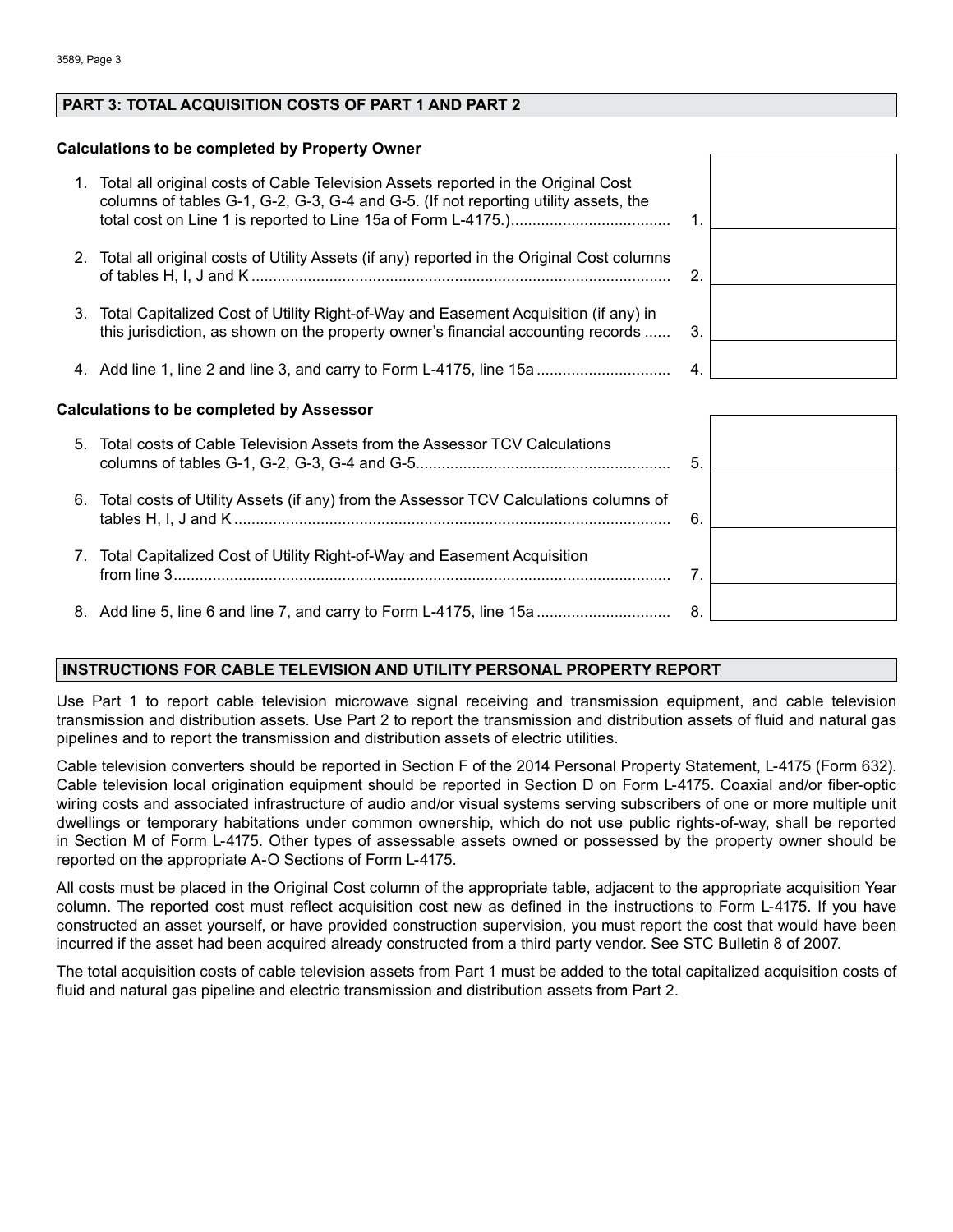## PART 3: TOTAL ACQUISITION COSTS OF PART 1 AND PART 2

**Calculations to be completed by Property Owner**

| | | |
|---|---|---|
| 1. Total all original costs of Cable Television Assets reported in the Original Cost columns of tables G-1, G-2, G-3, G-4 and G-5. (If not reporting utility assets, the total cost on Line 1 is reported to Line 15a of Form L-4175.) | 1. | |
| 2. Total all original costs of Utility Assets (if any) reported in the Original Cost columns of tables H, I, J and K | 2. | |
| 3. Total Capitalized Cost of Utility Right-of-Way and Easement Acquisition (if any) in this jurisdiction, as shown on the property owner's financial accounting records | 3. | |
| 4. Add line 1, line 2 and line 3, and carry to Form L-4175, line 15a | 4. | |

**Calculations to be completed by Assessor**

| | | |
|---|---|---|
| 5. Total costs of Cable Television Assets from the Assessor TCV Calculations columns of tables G-1, G-2, G-3, G-4 and G-5 | 5. | |
| 6. Total costs of Utility Assets (if any) from the Assessor TCV Calculations columns of tables H, I, J and K | 6. | |
| 7. Total Capitalized Cost of Utility Right-of-Way and Easement Acquisition from line 3 | 7. | |
| 8. Add line 5, line 6 and line 7, and carry to Form L-4175, line 15a | 8. | |

## INSTRUCTIONS FOR CABLE TELEVISION AND UTILITY PERSONAL PROPERTY REPORT

Use Part 1 to report cable television microwave signal receiving and transmission equipment, and cable television transmission and distribution assets. Use Part 2 to report the transmission and distribution assets of fluid and natural gas pipelines and to report the transmission and distribution assets of electric utilities.

Cable television converters should be reported in Section F of the 2014 Personal Property Statement, L-4175 (Form 632). Cable television local origination equipment should be reported in Section D on Form L-4175. Coaxial and/or fiber-optic wiring costs and associated infrastructure of audio and/or visual systems serving subscribers of one or more multiple unit dwellings or temporary habitations under common ownership, which do not use public rights-of-way, shall be reported in Section M of Form L-4175. Other types of assessable assets owned or possessed by the property owner should be reported on the appropriate A-O Sections of Form L-4175.

All costs must be placed in the Original Cost column of the appropriate table, adjacent to the appropriate acquisition Year column. The reported cost must reflect acquisition cost new as defined in the instructions to Form L-4175. If you have constructed an asset yourself, or have provided construction supervision, you must report the cost that would have been incurred if the asset had been acquired already constructed from a third party vendor. See STC Bulletin 8 of 2007.

The total acquisition costs of cable television assets from Part 1 must be added to the total capitalized acquisition costs of fluid and natural gas pipeline and electric transmission and distribution assets from Part 2.